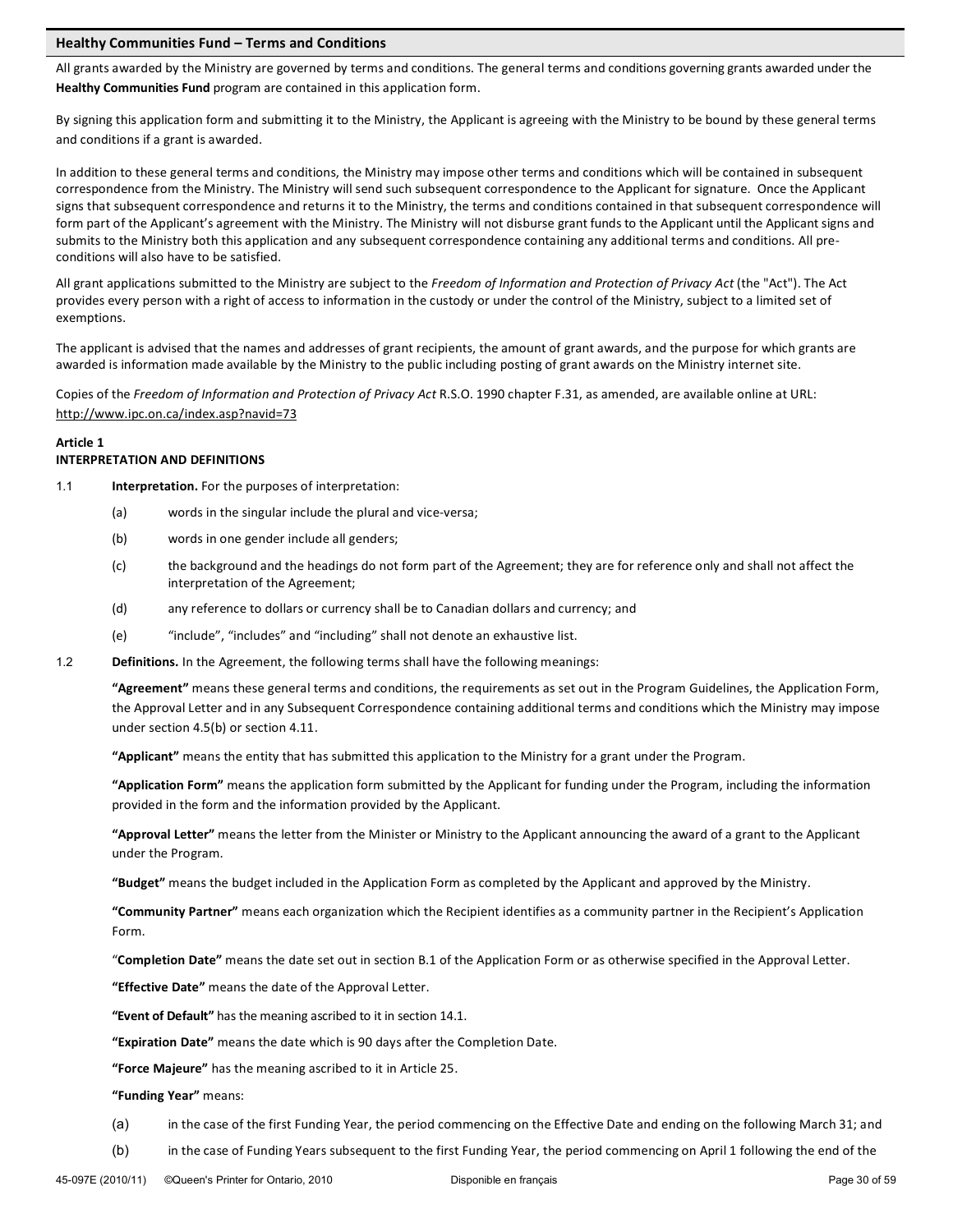## Healthy Communities Fund – Terms and Conditions

All grants awarded by the Ministry are governed by terms and conditions. The general terms and conditions governing grants awarded under the **Healthy Communities Fund** program are contained in this application form.

By signing this application form and submitting it to the Ministry, the Applicant is agreeing with the Ministry to be bound by these general terms and conditions if a grant is awarded.

In addition to these general terms and conditions, the Ministry may impose other terms and conditions which will be contained in subsequent correspondence from the Ministry. The Ministry will send such subsequent correspondence to the Applicant for signature. Once the Applicant signs that subsequent correspondence and returns it to the Ministry, the terms and conditions contained in that subsequent correspondence will form part of the Applicant's agreement with the Ministry. The Ministry will not disburse grant funds to the Applicant until the Applicant signs and submits to the Ministry both this application and any subsequent correspondence containing any additional terms and conditions. All pre-conditions will also have to be satisfied.

All grant applications submitted to the Ministry are subject to the *Freedom of Information and Protection of Privacy Act* (the "Act"). The Act provides every person with a right of access to information in the custody or under the control of the Ministry, subject to a limited set of exemptions.

The applicant is advised that the names and addresses of grant recipients, the amount of grant awards, and the purpose for which grants are awarded is information made available by the Ministry to the public including posting of grant awards on the Ministry internet site.

Copies of the *Freedom of Information and Protection of Privacy Act* R.S.O. 1990 chapter F.31, as amended, are available online at URL: http://www.ipc.on.ca/index.asp?navid=73

### Article 1
### INTERPRETATION AND DEFINITIONS

1.1 **Interpretation.** For the purposes of interpretation:

(a) words in the singular include the plural and vice-versa;

(b) words in one gender include all genders;

(c) the background and the headings do not form part of the Agreement; they are for reference only and shall not affect the interpretation of the Agreement;

(d) any reference to dollars or currency shall be to Canadian dollars and currency; and

(e) "include", "includes" and "including" shall not denote an exhaustive list.

1.2 **Definitions.** In the Agreement, the following terms shall have the following meanings:

**"Agreement"** means these general terms and conditions, the requirements as set out in the Program Guidelines, the Application Form, the Approval Letter and in any Subsequent Correspondence containing additional terms and conditions which the Ministry may impose under section 4.5(b) or section 4.11.

**"Applicant"** means the entity that has submitted this application to the Ministry for a grant under the Program.

**"Application Form"** means the application form submitted by the Applicant for funding under the Program, including the information provided in the form and the information provided by the Applicant.

**"Approval Letter"** means the letter from the Minister or Ministry to the Applicant announcing the award of a grant to the Applicant under the Program.

**"Budget"** means the budget included in the Application Form as completed by the Applicant and approved by the Ministry.

**"Community Partner"** means each organization which the Recipient identifies as a community partner in the Recipient's Application Form.

**"Completion Date"** means the date set out in section B.1 of the Application Form or as otherwise specified in the Approval Letter.

**"Effective Date"** means the date of the Approval Letter.

**"Event of Default"** has the meaning ascribed to it in section 14.1.

**"Expiration Date"** means the date which is 90 days after the Completion Date.

**"Force Majeure"** has the meaning ascribed to it in Article 25.

**"Funding Year"** means:

(a) in the case of the first Funding Year, the period commencing on the Effective Date and ending on the following March 31; and

(b) in the case of Funding Years subsequent to the first Funding Year, the period commencing on April 1 following the end of the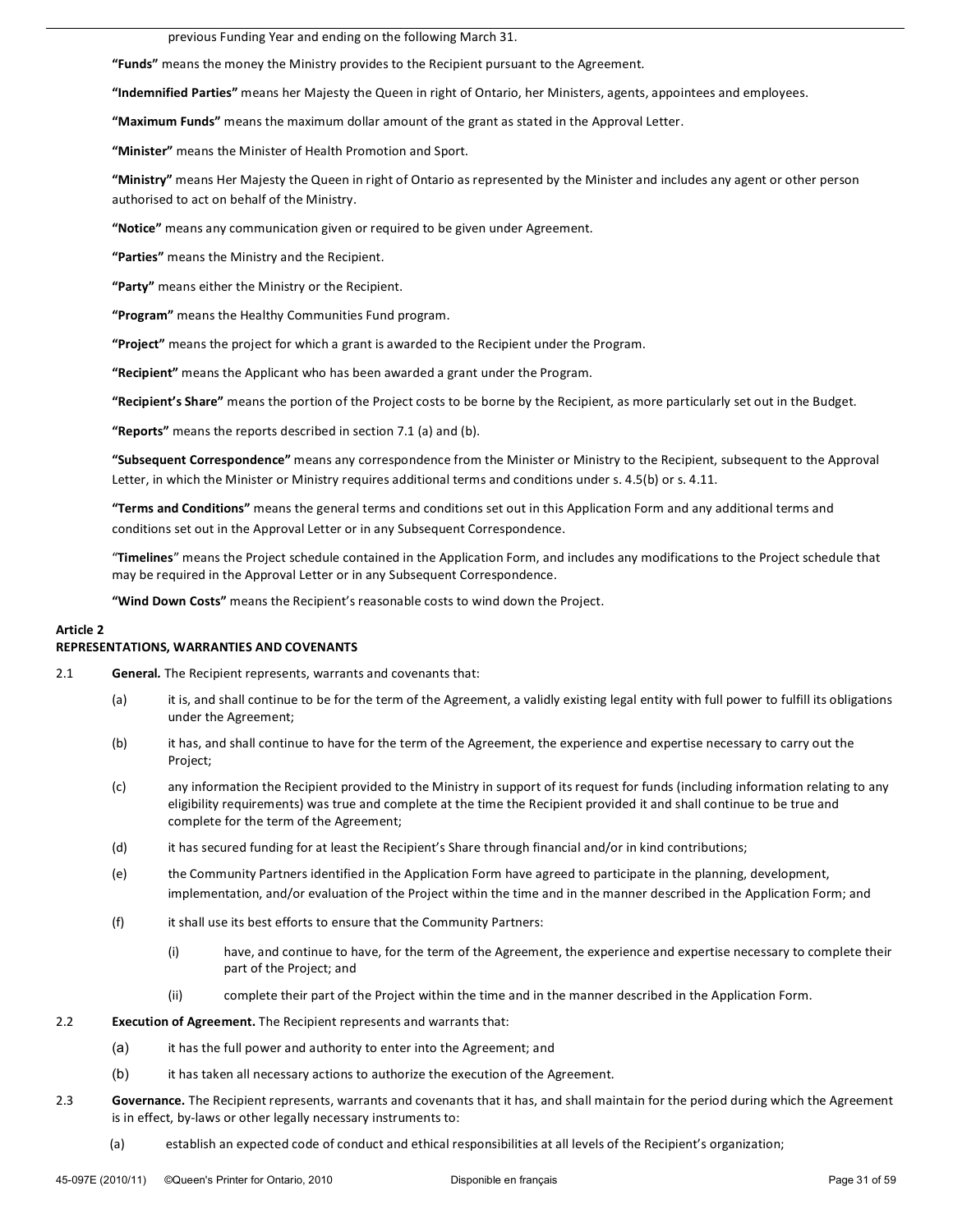previous Funding Year and ending on the following March 31.

**"Funds"** means the money the Ministry provides to the Recipient pursuant to the Agreement.

**"Indemnified Parties"** means her Majesty the Queen in right of Ontario, her Ministers, agents, appointees and employees.

**"Maximum Funds"** means the maximum dollar amount of the grant as stated in the Approval Letter.

**"Minister"** means the Minister of Health Promotion and Sport.

**"Ministry"** means Her Majesty the Queen in right of Ontario as represented by the Minister and includes any agent or other person authorised to act on behalf of the Ministry.

**"Notice"** means any communication given or required to be given under Agreement.

**"Parties"** means the Ministry and the Recipient.

**"Party"** means either the Ministry or the Recipient.

**"Program"** means the Healthy Communities Fund program.

**"Project"** means the project for which a grant is awarded to the Recipient under the Program.

**"Recipient"** means the Applicant who has been awarded a grant under the Program.

**"Recipient's Share"** means the portion of the Project costs to be borne by the Recipient, as more particularly set out in the Budget.

**"Reports"** means the reports described in section 7.1 (a) and (b).

**"Subsequent Correspondence"** means any correspondence from the Minister or Ministry to the Recipient, subsequent to the Approval Letter, in which the Minister or Ministry requires additional terms and conditions under s. 4.5(b) or s. 4.11.

**"Terms and Conditions"** means the general terms and conditions set out in this Application Form and any additional terms and conditions set out in the Approval Letter or in any Subsequent Correspondence.

"**Timelines**" means the Project schedule contained in the Application Form, and includes any modifications to the Project schedule that may be required in the Approval Letter or in any Subsequent Correspondence.

**"Wind Down Costs"** means the Recipient's reasonable costs to wind down the Project.

**Article 2**
**REPRESENTATIONS, WARRANTIES AND COVENANTS**

2.1 **General.** The Recipient represents, warrants and covenants that:

(a) it is, and shall continue to be for the term of the Agreement, a validly existing legal entity with full power to fulfill its obligations under the Agreement;

(b) it has, and shall continue to have for the term of the Agreement, the experience and expertise necessary to carry out the Project;

(c) any information the Recipient provided to the Ministry in support of its request for funds (including information relating to any eligibility requirements) was true and complete at the time the Recipient provided it and shall continue to be true and complete for the term of the Agreement;

(d) it has secured funding for at least the Recipient's Share through financial and/or in kind contributions;

(e) the Community Partners identified in the Application Form have agreed to participate in the planning, development, implementation, and/or evaluation of the Project within the time and in the manner described in the Application Form; and

(f) it shall use its best efforts to ensure that the Community Partners:

(i) have, and continue to have, for the term of the Agreement, the experience and expertise necessary to complete their part of the Project; and

(ii) complete their part of the Project within the time and in the manner described in the Application Form.

2.2 **Execution of Agreement.** The Recipient represents and warrants that:

(a) it has the full power and authority to enter into the Agreement; and

(b) it has taken all necessary actions to authorize the execution of the Agreement.

2.3 **Governance.** The Recipient represents, warrants and covenants that it has, and shall maintain for the period during which the Agreement is in effect, by-laws or other legally necessary instruments to:

(a) establish an expected code of conduct and ethical responsibilities at all levels of the Recipient's organization;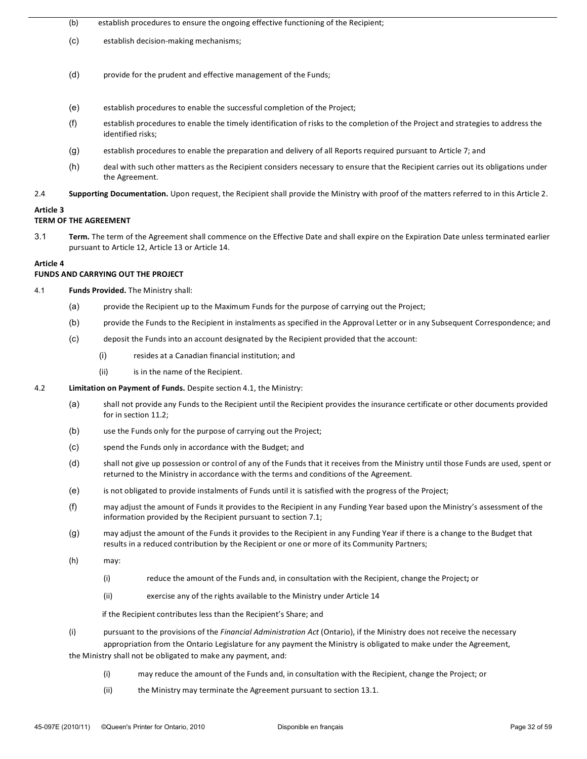(b) establish procedures to ensure the ongoing effective functioning of the Recipient;

(c) establish decision-making mechanisms;

(d) provide for the prudent and effective management of the Funds;

(e) establish procedures to enable the successful completion of the Project;

(f) establish procedures to enable the timely identification of risks to the completion of the Project and strategies to address the identified risks;

(g) establish procedures to enable the preparation and delivery of all Reports required pursuant to Article 7; and

(h) deal with such other matters as the Recipient considers necessary to ensure that the Recipient carries out its obligations under the Agreement.

2.4 **Supporting Documentation.** Upon request, the Recipient shall provide the Ministry with proof of the matters referred to in this Article 2.

**Article 3**
**TERM OF THE AGREEMENT**

3.1 **Term.** The term of the Agreement shall commence on the Effective Date and shall expire on the Expiration Date unless terminated earlier pursuant to Article 12, Article 13 or Article 14.

**Article 4**
**FUNDS AND CARRYING OUT THE PROJECT**

4.1 **Funds Provided.** The Ministry shall:

(a) provide the Recipient up to the Maximum Funds for the purpose of carrying out the Project;

(b) provide the Funds to the Recipient in instalments as specified in the Approval Letter or in any Subsequent Correspondence; and

(c) deposit the Funds into an account designated by the Recipient provided that the account:

(i) resides at a Canadian financial institution; and

(ii) is in the name of the Recipient.

4.2 **Limitation on Payment of Funds.** Despite section 4.1, the Ministry:

(a) shall not provide any Funds to the Recipient until the Recipient provides the insurance certificate or other documents provided for in section 11.2;

(b) use the Funds only for the purpose of carrying out the Project;

(c) spend the Funds only in accordance with the Budget; and

(d) shall not give up possession or control of any of the Funds that it receives from the Ministry until those Funds are used, spent or returned to the Ministry in accordance with the terms and conditions of the Agreement.

(e) is not obligated to provide instalments of Funds until it is satisfied with the progress of the Project;

(f) may adjust the amount of Funds it provides to the Recipient in any Funding Year based upon the Ministry's assessment of the information provided by the Recipient pursuant to section 7.1;

(g) may adjust the amount of the Funds it provides to the Recipient in any Funding Year if there is a change to the Budget that results in a reduced contribution by the Recipient or one or more of its Community Partners;

(h) may:

(i) reduce the amount of the Funds and, in consultation with the Recipient, change the Project**;** or

(ii) exercise any of the rights available to the Ministry under Article 14

if the Recipient contributes less than the Recipient's Share; and

(i) pursuant to the provisions of the *Financial Administration Act* (Ontario), if the Ministry does not receive the necessary appropriation from the Ontario Legislature for any payment the Ministry is obligated to make under the Agreement,

the Ministry shall not be obligated to make any payment, and:

(i) may reduce the amount of the Funds and, in consultation with the Recipient, change the Project; or

(ii) the Ministry may terminate the Agreement pursuant to section 13.1.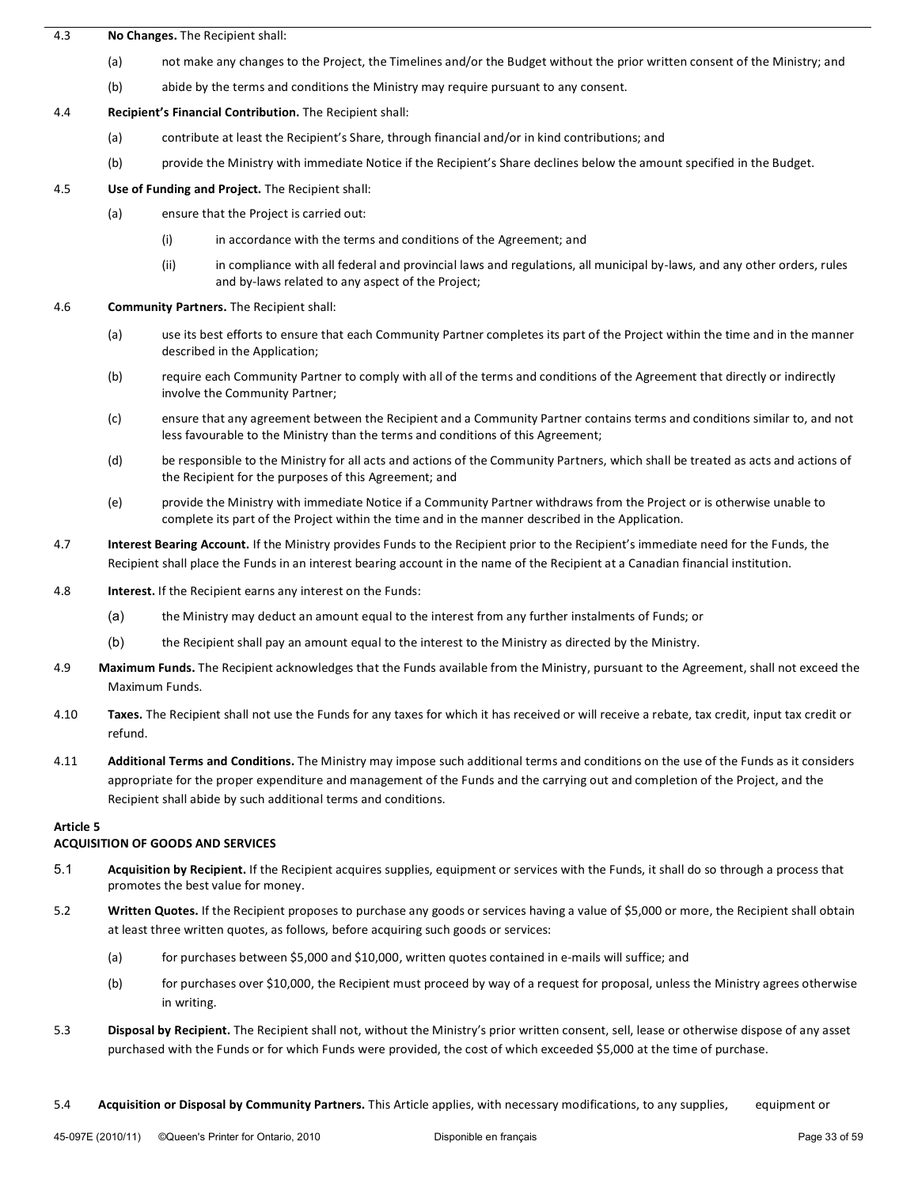4.3 **No Changes.** The Recipient shall:

(a) not make any changes to the Project, the Timelines and/or the Budget without the prior written consent of the Ministry; and

(b) abide by the terms and conditions the Ministry may require pursuant to any consent.

4.4 **Recipient's Financial Contribution.** The Recipient shall:

(a) contribute at least the Recipient's Share, through financial and/or in kind contributions; and

(b) provide the Ministry with immediate Notice if the Recipient's Share declines below the amount specified in the Budget.

4.5 **Use of Funding and Project.** The Recipient shall:

(a) ensure that the Project is carried out:

(i) in accordance with the terms and conditions of the Agreement; and

(ii) in compliance with all federal and provincial laws and regulations, all municipal by-laws, and any other orders, rules and by-laws related to any aspect of the Project;

4.6 **Community Partners.** The Recipient shall:

(a) use its best efforts to ensure that each Community Partner completes its part of the Project within the time and in the manner described in the Application;

(b) require each Community Partner to comply with all of the terms and conditions of the Agreement that directly or indirectly involve the Community Partner;

(c) ensure that any agreement between the Recipient and a Community Partner contains terms and conditions similar to, and not less favourable to the Ministry than the terms and conditions of this Agreement;

(d) be responsible to the Ministry for all acts and actions of the Community Partners, which shall be treated as acts and actions of the Recipient for the purposes of this Agreement; and

(e) provide the Ministry with immediate Notice if a Community Partner withdraws from the Project or is otherwise unable to complete its part of the Project within the time and in the manner described in the Application.

4.7 **Interest Bearing Account.** If the Ministry provides Funds to the Recipient prior to the Recipient's immediate need for the Funds, the Recipient shall place the Funds in an interest bearing account in the name of the Recipient at a Canadian financial institution.

4.8 **Interest.** If the Recipient earns any interest on the Funds:

(a) the Ministry may deduct an amount equal to the interest from any further instalments of Funds; or

(b) the Recipient shall pay an amount equal to the interest to the Ministry as directed by the Ministry.

4.9 **Maximum Funds.** The Recipient acknowledges that the Funds available from the Ministry, pursuant to the Agreement, shall not exceed the Maximum Funds.

4.10 **Taxes.** The Recipient shall not use the Funds for any taxes for which it has received or will receive a rebate, tax credit, input tax credit or refund.

4.11 **Additional Terms and Conditions.** The Ministry may impose such additional terms and conditions on the use of the Funds as it considers appropriate for the proper expenditure and management of the Funds and the carrying out and completion of the Project, and the Recipient shall abide by such additional terms and conditions.

**Article 5**
**ACQUISITION OF GOODS AND SERVICES**

5.1 **Acquisition by Recipient.** If the Recipient acquires supplies, equipment or services with the Funds, it shall do so through a process that promotes the best value for money.

5.2 **Written Quotes.** If the Recipient proposes to purchase any goods or services having a value of $5,000 or more, the Recipient shall obtain at least three written quotes, as follows, before acquiring such goods or services:

(a) for purchases between $5,000 and $10,000, written quotes contained in e-mails will suffice; and

(b) for purchases over $10,000, the Recipient must proceed by way of a request for proposal, unless the Ministry agrees otherwise in writing.

5.3 **Disposal by Recipient.** The Recipient shall not, without the Ministry's prior written consent, sell, lease or otherwise dispose of any asset purchased with the Funds or for which Funds were provided, the cost of which exceeded $5,000 at the time of purchase.

5.4 **Acquisition or Disposal by Community Partners.** This Article applies, with necessary modifications, to any supplies, equipment or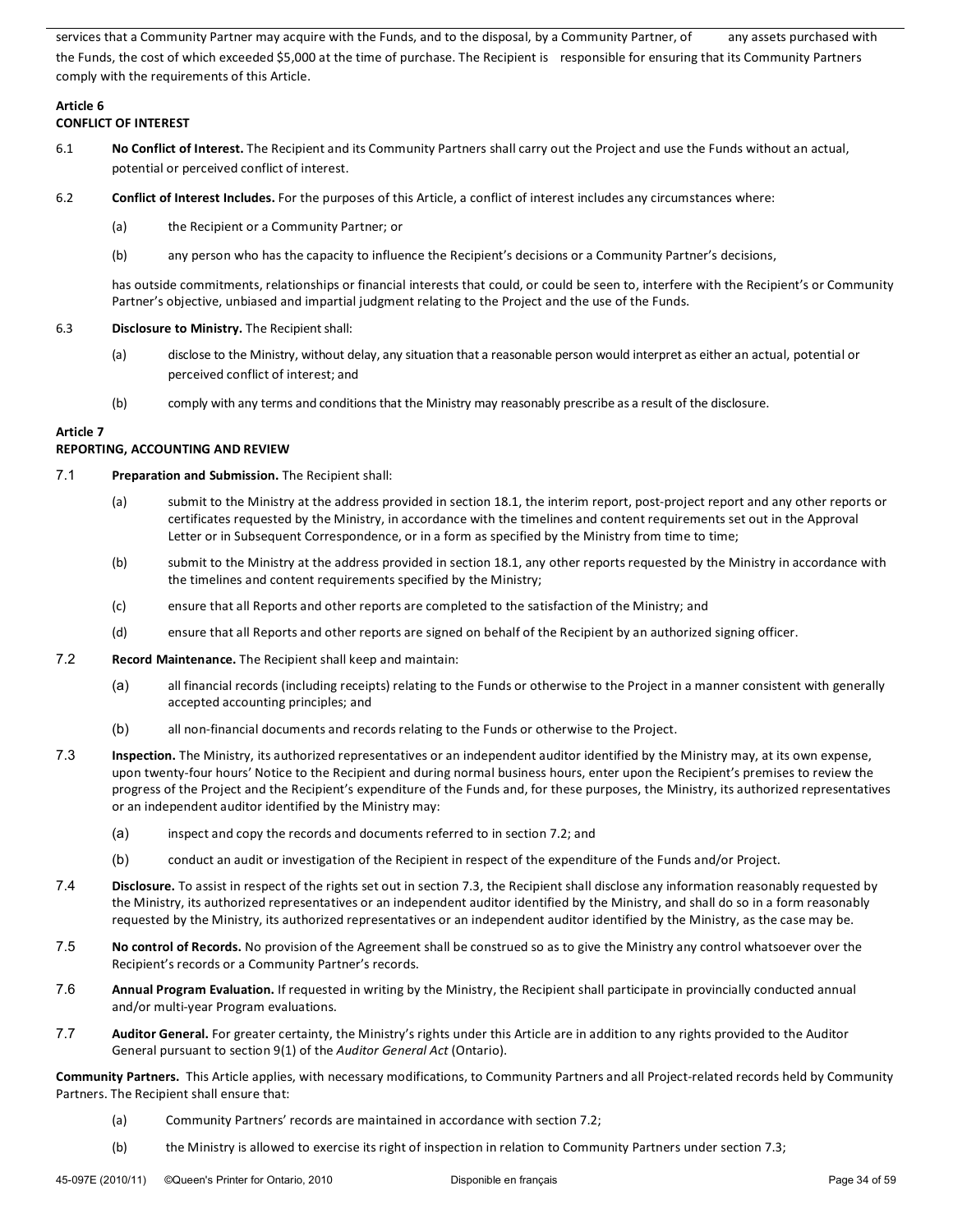services that a Community Partner may acquire with the Funds, and to the disposal, by a Community Partner, of any assets purchased with the Funds, the cost of which exceeded $5,000 at the time of purchase. The Recipient is responsible for ensuring that its Community Partners comply with the requirements of this Article.

**Article 6**
**CONFLICT OF INTEREST**

6.1 **No Conflict of Interest.** The Recipient and its Community Partners shall carry out the Project and use the Funds without an actual, potential or perceived conflict of interest.

6.2 **Conflict of Interest Includes.** For the purposes of this Article, a conflict of interest includes any circumstances where:

(a) the Recipient or a Community Partner; or

(b) any person who has the capacity to influence the Recipient's decisions or a Community Partner's decisions,

has outside commitments, relationships or financial interests that could, or could be seen to, interfere with the Recipient's or Community Partner's objective, unbiased and impartial judgment relating to the Project and the use of the Funds.

6.3 **Disclosure to Ministry.** The Recipient shall:

(a) disclose to the Ministry, without delay, any situation that a reasonable person would interpret as either an actual, potential or perceived conflict of interest; and

(b) comply with any terms and conditions that the Ministry may reasonably prescribe as a result of the disclosure.

**Article 7**
**REPORTING, ACCOUNTING AND REVIEW**

7.1 **Preparation and Submission.** The Recipient shall:

(a) submit to the Ministry at the address provided in section 18.1, the interim report, post-project report and any other reports or certificates requested by the Ministry, in accordance with the timelines and content requirements set out in the Approval Letter or in Subsequent Correspondence, or in a form as specified by the Ministry from time to time;

(b) submit to the Ministry at the address provided in section 18.1, any other reports requested by the Ministry in accordance with the timelines and content requirements specified by the Ministry;

(c) ensure that all Reports and other reports are completed to the satisfaction of the Ministry; and

(d) ensure that all Reports and other reports are signed on behalf of the Recipient by an authorized signing officer.

7.2 **Record Maintenance.** The Recipient shall keep and maintain:

(a) all financial records (including receipts) relating to the Funds or otherwise to the Project in a manner consistent with generally accepted accounting principles; and

(b) all non-financial documents and records relating to the Funds or otherwise to the Project.

7.3 **Inspection.** The Ministry, its authorized representatives or an independent auditor identified by the Ministry may, at its own expense, upon twenty-four hours' Notice to the Recipient and during normal business hours, enter upon the Recipient's premises to review the progress of the Project and the Recipient's expenditure of the Funds and, for these purposes, the Ministry, its authorized representatives or an independent auditor identified by the Ministry may:

(a) inspect and copy the records and documents referred to in section 7.2; and

(b) conduct an audit or investigation of the Recipient in respect of the expenditure of the Funds and/or Project.

7.4 **Disclosure.** To assist in respect of the rights set out in section 7.3, the Recipient shall disclose any information reasonably requested by the Ministry, its authorized representatives or an independent auditor identified by the Ministry, and shall do so in a form reasonably requested by the Ministry, its authorized representatives or an independent auditor identified by the Ministry, as the case may be.

7.5 **No control of Records.** No provision of the Agreement shall be construed so as to give the Ministry any control whatsoever over the Recipient's records or a Community Partner's records.

7.6 **Annual Program Evaluation.** If requested in writing by the Ministry, the Recipient shall participate in provincially conducted annual and/or multi-year Program evaluations.

7.7 **Auditor General.** For greater certainty, the Ministry's rights under this Article are in addition to any rights provided to the Auditor General pursuant to section 9(1) of the *Auditor General Act* (Ontario).

**Community Partners.** This Article applies, with necessary modifications, to Community Partners and all Project-related records held by Community Partners. The Recipient shall ensure that:

(a) Community Partners' records are maintained in accordance with section 7.2;

(b) the Ministry is allowed to exercise its right of inspection in relation to Community Partners under section 7.3;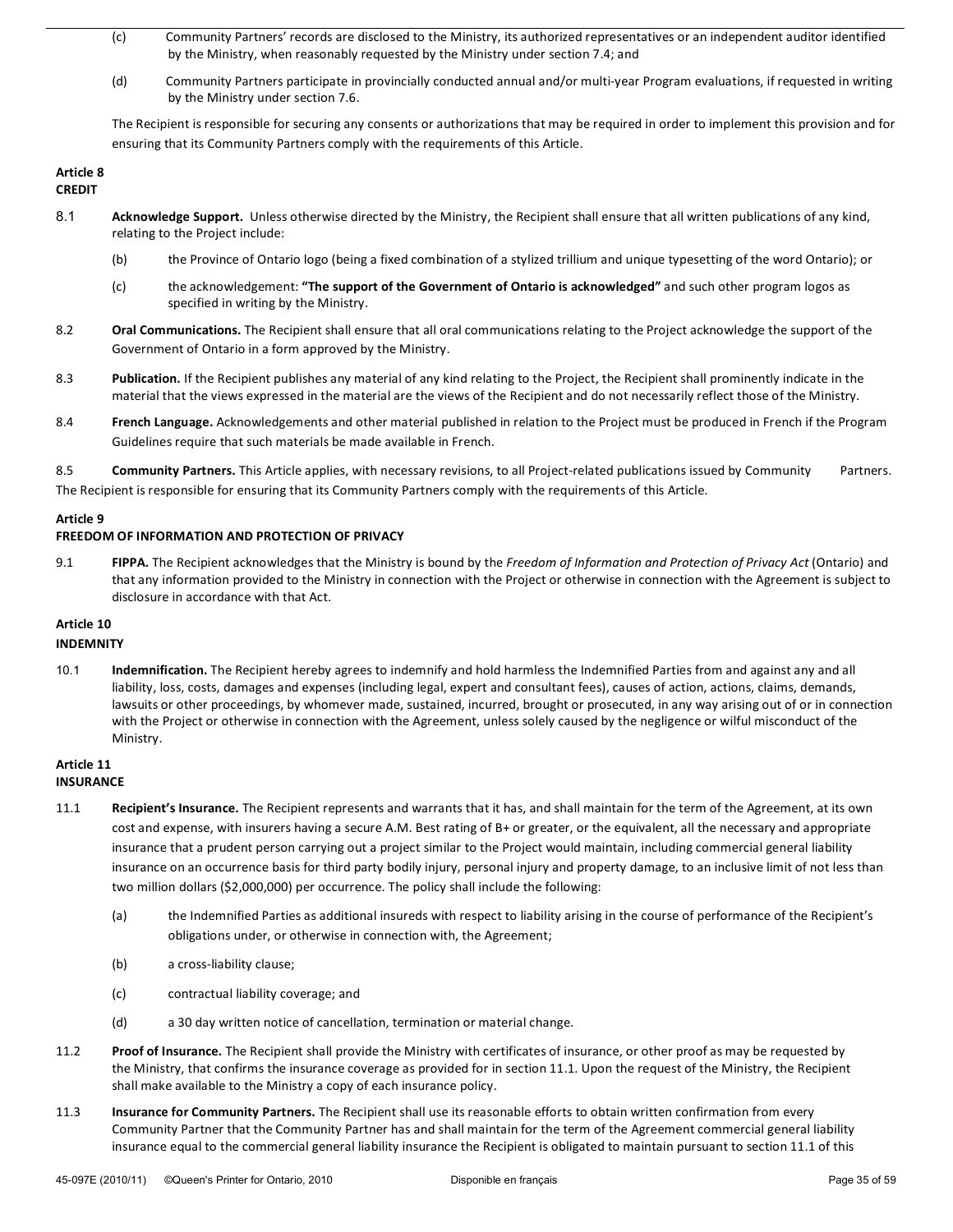(c) Community Partners' records are disclosed to the Ministry, its authorized representatives or an independent auditor identified by the Ministry, when reasonably requested by the Ministry under section 7.4; and

(d) Community Partners participate in provincially conducted annual and/or multi-year Program evaluations, if requested in writing by the Ministry under section 7.6.

The Recipient is responsible for securing any consents or authorizations that may be required in order to implement this provision and for ensuring that its Community Partners comply with the requirements of this Article.

**Article 8**
**CREDIT**

8.1 **Acknowledge Support.** Unless otherwise directed by the Ministry, the Recipient shall ensure that all written publications of any kind, relating to the Project include:

(b) the Province of Ontario logo (being a fixed combination of a stylized trillium and unique typesetting of the word Ontario); or

(c) the acknowledgement: **"The support of the Government of Ontario is acknowledged"** and such other program logos as specified in writing by the Ministry.

8.2 **Oral Communications.** The Recipient shall ensure that all oral communications relating to the Project acknowledge the support of the Government of Ontario in a form approved by the Ministry.

8.3 **Publication.** If the Recipient publishes any material of any kind relating to the Project, the Recipient shall prominently indicate in the material that the views expressed in the material are the views of the Recipient and do not necessarily reflect those of the Ministry.

8.4 **French Language.** Acknowledgements and other material published in relation to the Project must be produced in French if the Program Guidelines require that such materials be made available in French.

8.5 **Community Partners.** This Article applies, with necessary revisions, to all Project-related publications issued by Community Partners. The Recipient is responsible for ensuring that its Community Partners comply with the requirements of this Article.

**Article 9**
**FREEDOM OF INFORMATION AND PROTECTION OF PRIVACY**

9.1 **FIPPA.** The Recipient acknowledges that the Ministry is bound by the *Freedom of Information and Protection of Privacy Act* (Ontario) and that any information provided to the Ministry in connection with the Project or otherwise in connection with the Agreement is subject to disclosure in accordance with that Act.

**Article 10**
**INDEMNITY**

10.1 **Indemnification.** The Recipient hereby agrees to indemnify and hold harmless the Indemnified Parties from and against any and all liability, loss, costs, damages and expenses (including legal, expert and consultant fees), causes of action, actions, claims, demands, lawsuits or other proceedings, by whomever made, sustained, incurred, brought or prosecuted, in any way arising out of or in connection with the Project or otherwise in connection with the Agreement, unless solely caused by the negligence or wilful misconduct of the Ministry.

**Article 11**
**INSURANCE**

11.1 **Recipient's Insurance.** The Recipient represents and warrants that it has, and shall maintain for the term of the Agreement, at its own cost and expense, with insurers having a secure A.M. Best rating of B+ or greater, or the equivalent, all the necessary and appropriate insurance that a prudent person carrying out a project similar to the Project would maintain, including commercial general liability insurance on an occurrence basis for third party bodily injury, personal injury and property damage, to an inclusive limit of not less than two million dollars ($2,000,000) per occurrence. The policy shall include the following:

(a) the Indemnified Parties as additional insureds with respect to liability arising in the course of performance of the Recipient's obligations under, or otherwise in connection with, the Agreement;

(b) a cross-liability clause;

(c) contractual liability coverage; and

(d) a 30 day written notice of cancellation, termination or material change.

11.2 **Proof of Insurance.** The Recipient shall provide the Ministry with certificates of insurance, or other proof as may be requested by the Ministry, that confirms the insurance coverage as provided for in section 11.1. Upon the request of the Ministry, the Recipient shall make available to the Ministry a copy of each insurance policy.

11.3 **Insurance for Community Partners.** The Recipient shall use its reasonable efforts to obtain written confirmation from every Community Partner that the Community Partner has and shall maintain for the term of the Agreement commercial general liability insurance equal to the commercial general liability insurance the Recipient is obligated to maintain pursuant to section 11.1 of this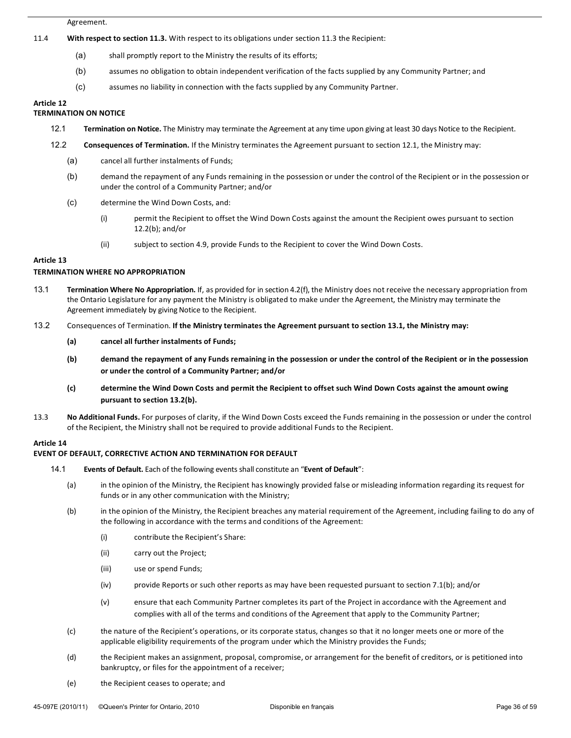Agreement.

11.4 **With respect to section 11.3.** With respect to its obligations under section 11.3 the Recipient:

(a) shall promptly report to the Ministry the results of its efforts;

(b) assumes no obligation to obtain independent verification of the facts supplied by any Community Partner; and

(c) assumes no liability in connection with the facts supplied by any Community Partner.

**Article 12**
**TERMINATION ON NOTICE**

12.1 **Termination on Notice.** The Ministry may terminate the Agreement at any time upon giving at least 30 days Notice to the Recipient.

12.2 **Consequences of Termination.** If the Ministry terminates the Agreement pursuant to section 12.1, the Ministry may:

(a) cancel all further instalments of Funds;

(b) demand the repayment of any Funds remaining in the possession or under the control of the Recipient or in the possession or under the control of a Community Partner; and/or

(c) determine the Wind Down Costs, and:

(i) permit the Recipient to offset the Wind Down Costs against the amount the Recipient owes pursuant to section 12.2(b); and/or

(ii) subject to section 4.9, provide Funds to the Recipient to cover the Wind Down Costs.

**Article 13**
**TERMINATION WHERE NO APPROPRIATION**

13.1 **Termination Where No Appropriation.** If, as provided for in section 4.2(f), the Ministry does not receive the necessary appropriation from the Ontario Legislature for any payment the Ministry is obligated to make under the Agreement, the Ministry may terminate the Agreement immediately by giving Notice to the Recipient.

13.2 Consequences of Termination. **If the Ministry terminates the Agreement pursuant to section 13.1, the Ministry may:**

**(a) cancel all further instalments of Funds;**

**(b) demand the repayment of any Funds remaining in the possession or under the control of the Recipient or in the possession or under the control of a Community Partner; and/or**

**(c) determine the Wind Down Costs and permit the Recipient to offset such Wind Down Costs against the amount owing pursuant to section 13.2(b).**

13.3 **No Additional Funds.** For purposes of clarity, if the Wind Down Costs exceed the Funds remaining in the possession or under the control of the Recipient, the Ministry shall not be required to provide additional Funds to the Recipient.

**Article 14**
**EVENT OF DEFAULT, CORRECTIVE ACTION AND TERMINATION FOR DEFAULT**

14.1 **Events of Default.** Each of the following events shall constitute an "**Event of Default**":

(a) in the opinion of the Ministry, the Recipient has knowingly provided false or misleading information regarding its request for funds or in any other communication with the Ministry;

(b) in the opinion of the Ministry, the Recipient breaches any material requirement of the Agreement, including failing to do any of the following in accordance with the terms and conditions of the Agreement:

(i) contribute the Recipient's Share:

(ii) carry out the Project;

(iii) use or spend Funds;

(iv) provide Reports or such other reports as may have been requested pursuant to section 7.1(b); and/or

(v) ensure that each Community Partner completes its part of the Project in accordance with the Agreement and complies with all of the terms and conditions of the Agreement that apply to the Community Partner;

(c) the nature of the Recipient's operations, or its corporate status, changes so that it no longer meets one or more of the applicable eligibility requirements of the program under which the Ministry provides the Funds;

(d) the Recipient makes an assignment, proposal, compromise, or arrangement for the benefit of creditors, or is petitioned into bankruptcy, or files for the appointment of a receiver;

(e) the Recipient ceases to operate; and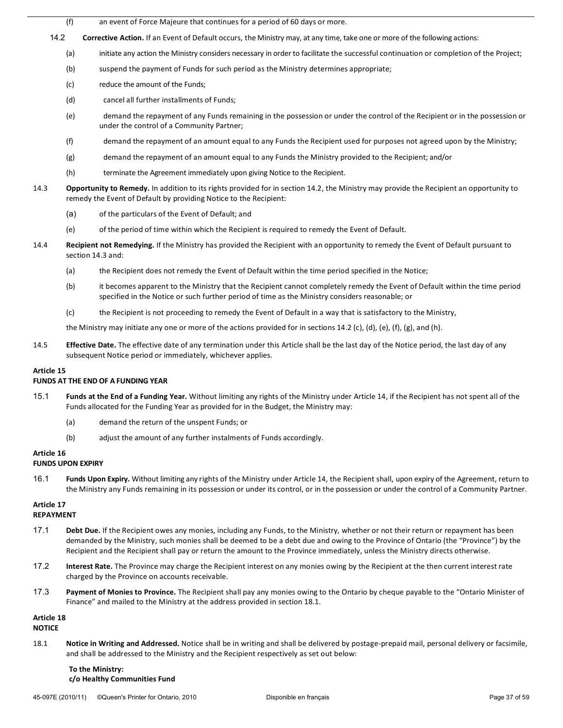(f) an event of Force Majeure that continues for a period of 60 days or more.

14.2 **Corrective Action.** If an Event of Default occurs, the Ministry may, at any time, take one or more of the following actions:

(a) initiate any action the Ministry considers necessary in order to facilitate the successful continuation or completion of the Project;

(b) suspend the payment of Funds for such period as the Ministry determines appropriate;

(c) reduce the amount of the Funds;

(d) cancel all further installments of Funds;

(e) demand the repayment of any Funds remaining in the possession or under the control of the Recipient or in the possession or under the control of a Community Partner;

(f) demand the repayment of an amount equal to any Funds the Recipient used for purposes not agreed upon by the Ministry;

(g) demand the repayment of an amount equal to any Funds the Ministry provided to the Recipient; and/or

(h) terminate the Agreement immediately upon giving Notice to the Recipient.

14.3 **Opportunity to Remedy.** In addition to its rights provided for in section 14.2, the Ministry may provide the Recipient an opportunity to remedy the Event of Default by providing Notice to the Recipient:

(a) of the particulars of the Event of Default; and

(e) of the period of time within which the Recipient is required to remedy the Event of Default.

14.4 **Recipient not Remedying.** If the Ministry has provided the Recipient with an opportunity to remedy the Event of Default pursuant to section 14.3 and:

(a) the Recipient does not remedy the Event of Default within the time period specified in the Notice;

(b) it becomes apparent to the Ministry that the Recipient cannot completely remedy the Event of Default within the time period specified in the Notice or such further period of time as the Ministry considers reasonable; or

(c) the Recipient is not proceeding to remedy the Event of Default in a way that is satisfactory to the Ministry,

the Ministry may initiate any one or more of the actions provided for in sections 14.2 (c), (d), (e), (f), (g), and (h).

14.5 **Effective Date.** The effective date of any termination under this Article shall be the last day of the Notice period, the last day of any subsequent Notice period or immediately, whichever applies.

**Article 15**
**FUNDS AT THE END OF A FUNDING YEAR**

15.1 **Funds at the End of a Funding Year.** Without limiting any rights of the Ministry under Article 14, if the Recipient has not spent all of the Funds allocated for the Funding Year as provided for in the Budget, the Ministry may:

(a) demand the return of the unspent Funds; or

(b) adjust the amount of any further instalments of Funds accordingly.

**Article 16**
**FUNDS UPON EXPIRY**

16.1 **Funds Upon Expiry.** Without limiting any rights of the Ministry under Article 14, the Recipient shall, upon expiry of the Agreement, return to the Ministry any Funds remaining in its possession or under its control, or in the possession or under the control of a Community Partner.

**Article 17**
**REPAYMENT**

17.1 **Debt Due.** If the Recipient owes any monies, including any Funds, to the Ministry, whether or not their return or repayment has been demanded by the Ministry, such monies shall be deemed to be a debt due and owing to the Province of Ontario (the "Province") by the Recipient and the Recipient shall pay or return the amount to the Province immediately, unless the Ministry directs otherwise.

17.2 **Interest Rate.** The Province may charge the Recipient interest on any monies owing by the Recipient at the then current interest rate charged by the Province on accounts receivable.

17.3 **Payment of Monies to Province.** The Recipient shall pay any monies owing to the Ontario by cheque payable to the "Ontario Minister of Finance" and mailed to the Ministry at the address provided in section 18.1.

**Article 18**
**NOTICE**

18.1 **Notice in Writing and Addressed.** Notice shall be in writing and shall be delivered by postage-prepaid mail, personal delivery or facsimile, and shall be addressed to the Ministry and the Recipient respectively as set out below:

**To the Ministry:**
**c/o Healthy Communities Fund**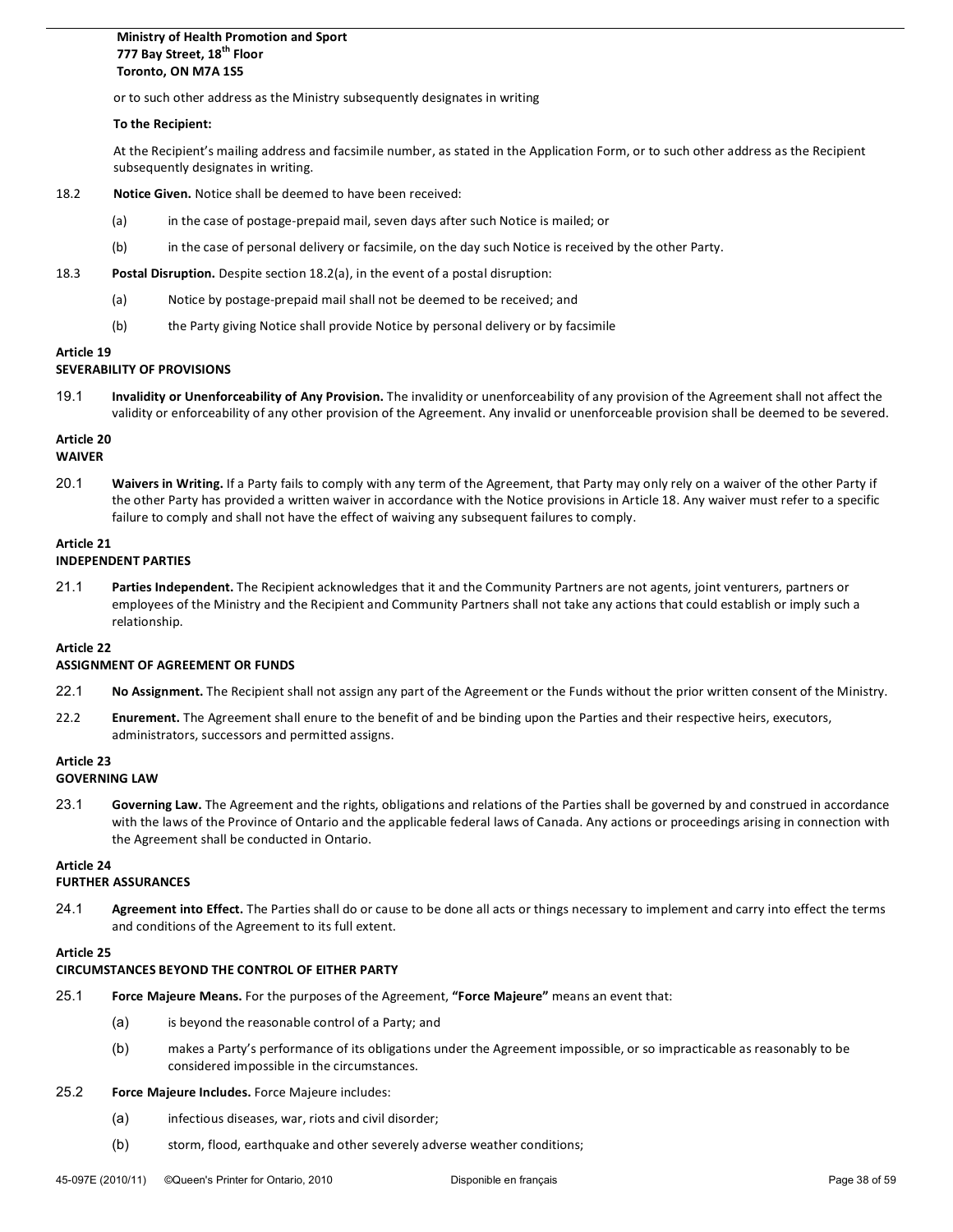**Ministry of Health Promotion and Sport**
**777 Bay Street, 18th Floor**
**Toronto, ON M7A 1S5**

or to such other address as the Ministry subsequently designates in writing

**To the Recipient:**

At the Recipient's mailing address and facsimile number, as stated in the Application Form, or to such other address as the Recipient subsequently designates in writing.

18.2 **Notice Given.** Notice shall be deemed to have been received:

(a) in the case of postage-prepaid mail, seven days after such Notice is mailed; or

(b) in the case of personal delivery or facsimile, on the day such Notice is received by the other Party.

18.3 **Postal Disruption.** Despite section 18.2(a), in the event of a postal disruption:

(a) Notice by postage-prepaid mail shall not be deemed to be received; and

(b) the Party giving Notice shall provide Notice by personal delivery or by facsimile

## Article 19
## SEVERABILITY OF PROVISIONS

19.1 **Invalidity or Unenforceability of Any Provision.** The invalidity or unenforceability of any provision of the Agreement shall not affect the validity or enforceability of any other provision of the Agreement. Any invalid or unenforceable provision shall be deemed to be severed.

## Article 20
## WAIVER

20.1 **Waivers in Writing.** If a Party fails to comply with any term of the Agreement, that Party may only rely on a waiver of the other Party if the other Party has provided a written waiver in accordance with the Notice provisions in Article 18. Any waiver must refer to a specific failure to comply and shall not have the effect of waiving any subsequent failures to comply.

## Article 21
## INDEPENDENT PARTIES

21.1 **Parties Independent.** The Recipient acknowledges that it and the Community Partners are not agents, joint venturers, partners or employees of the Ministry and the Recipient and Community Partners shall not take any actions that could establish or imply such a relationship.

## Article 22
## ASSIGNMENT OF AGREEMENT OR FUNDS

22.1 **No Assignment.** The Recipient shall not assign any part of the Agreement or the Funds without the prior written consent of the Ministry.

22.2 **Enurement.** The Agreement shall enure to the benefit of and be binding upon the Parties and their respective heirs, executors, administrators, successors and permitted assigns.

## Article 23
## GOVERNING LAW

23.1 **Governing Law.** The Agreement and the rights, obligations and relations of the Parties shall be governed by and construed in accordance with the laws of the Province of Ontario and the applicable federal laws of Canada. Any actions or proceedings arising in connection with the Agreement shall be conducted in Ontario.

## Article 24
## FURTHER ASSURANCES

24.1 **Agreement into Effect.** The Parties shall do or cause to be done all acts or things necessary to implement and carry into effect the terms and conditions of the Agreement to its full extent.

## Article 25
## CIRCUMSTANCES BEYOND THE CONTROL OF EITHER PARTY

25.1 **Force Majeure Means.** For the purposes of the Agreement, **"Force Majeure"** means an event that:

(a) is beyond the reasonable control of a Party; and

(b) makes a Party's performance of its obligations under the Agreement impossible, or so impracticable as reasonably to be considered impossible in the circumstances.

25.2 **Force Majeure Includes.** Force Majeure includes:

(a) infectious diseases, war, riots and civil disorder;

(b) storm, flood, earthquake and other severely adverse weather conditions;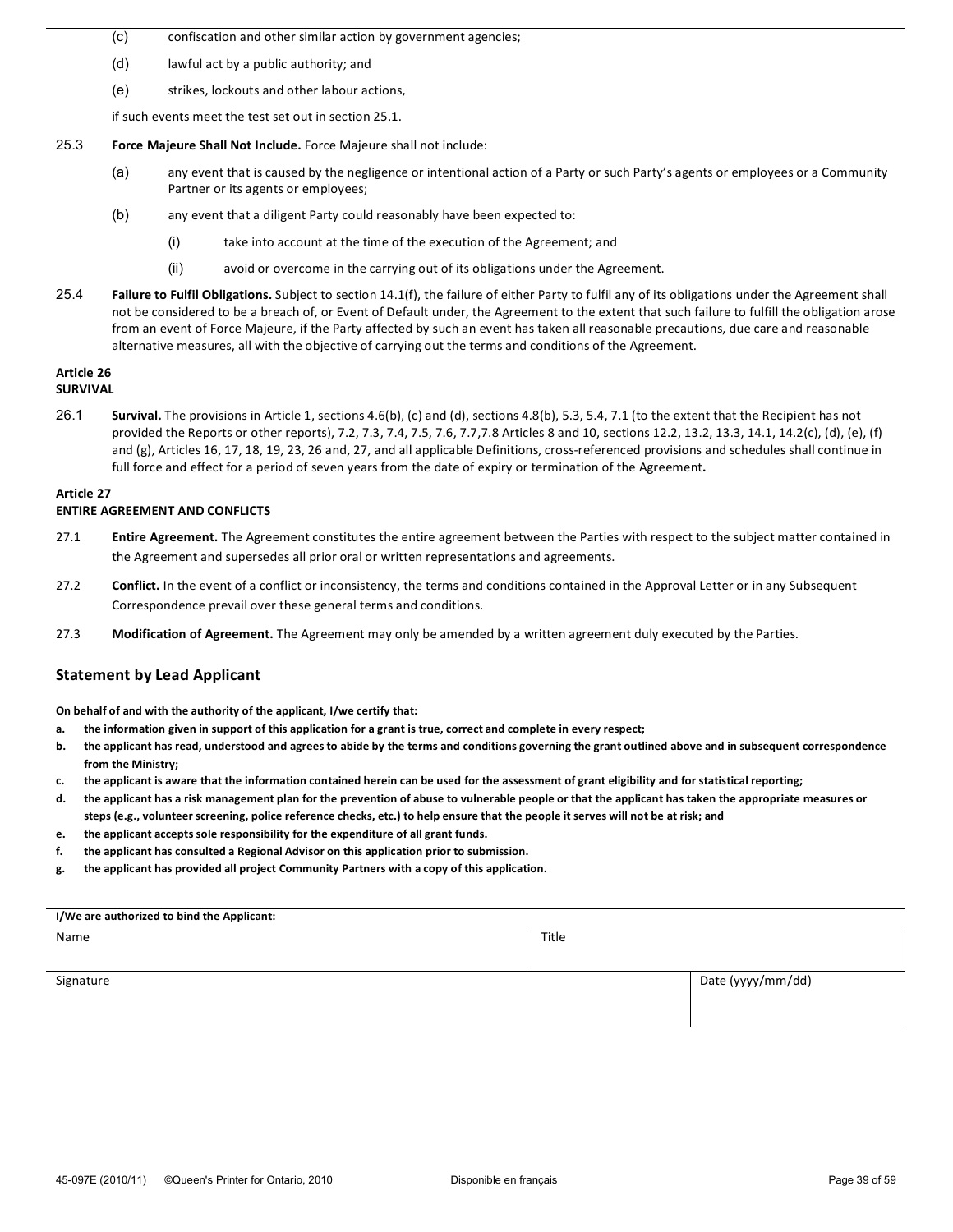(c) confiscation and other similar action by government agencies;

(d) lawful act by a public authority; and

(e) strikes, lockouts and other labour actions,

if such events meet the test set out in section 25.1.

25.3 **Force Majeure Shall Not Include.** Force Majeure shall not include:

(a) any event that is caused by the negligence or intentional action of a Party or such Party's agents or employees or a Community Partner or its agents or employees;

(b) any event that a diligent Party could reasonably have been expected to:

(i) take into account at the time of the execution of the Agreement; and

(ii) avoid or overcome in the carrying out of its obligations under the Agreement.

25.4 **Failure to Fulfil Obligations.** Subject to section 14.1(f), the failure of either Party to fulfil any of its obligations under the Agreement shall not be considered to be a breach of, or Event of Default under, the Agreement to the extent that such failure to fulfill the obligation arose from an event of Force Majeure, if the Party affected by such an event has taken all reasonable precautions, due care and reasonable alternative measures, all with the objective of carrying out the terms and conditions of the Agreement.

**Article 26**
**SURVIVAL**

26.1 **Survival.** The provisions in Article 1, sections 4.6(b), (c) and (d), sections 4.8(b), 5.3, 5.4, 7.1 (to the extent that the Recipient has not provided the Reports or other reports), 7.2, 7.3, 7.4, 7.5, 7.6, 7.7,7.8 Articles 8 and 10, sections 12.2, 13.2, 13.3, 14.1, 14.2(c), (d), (e), (f) and (g), Articles 16, 17, 18, 19, 23, 26 and, 27, and all applicable Definitions, cross-referenced provisions and schedules shall continue in full force and effect for a period of seven years from the date of expiry or termination of the Agreement**.**

**Article 27**
**ENTIRE AGREEMENT AND CONFLICTS**

27.1 **Entire Agreement.** The Agreement constitutes the entire agreement between the Parties with respect to the subject matter contained in the Agreement and supersedes all prior oral or written representations and agreements.

27.2 **Conflict.** In the event of a conflict or inconsistency, the terms and conditions contained in the Approval Letter or in any Subsequent Correspondence prevail over these general terms and conditions.

27.3 **Modification of Agreement.** The Agreement may only be amended by a written agreement duly executed by the Parties.

## Statement by Lead Applicant

**On behalf of and with the authority of the applicant, I/we certify that:**

- **a. the information given in support of this application for a grant is true, correct and complete in every respect;**
- **b. the applicant has read, understood and agrees to abide by the terms and conditions governing the grant outlined above and in subsequent correspondence from the Ministry;**
- **c. the applicant is aware that the information contained herein can be used for the assessment of grant eligibility and for statistical reporting;**
- **d. the applicant has a risk management plan for the prevention of abuse to vulnerable people or that the applicant has taken the appropriate measures or steps (e.g., volunteer screening, police reference checks, etc.) to help ensure that the people it serves will not be at risk; and**
- **e. the applicant accepts sole responsibility for the expenditure of all grant funds.**
- **f. the applicant has consulted a Regional Advisor on this application prior to submission.**
- **g. the applicant has provided all project Community Partners with a copy of this application.**

**I/We are authorized to bind the Applicant:**

| Name | Title |
|---|---|
| | |

| Signature | Date (yyyy/mm/dd) |
|---|---|
| | |

45-097E (2010/11) ©Queen's Printer for Ontario, 2010 Disponible en français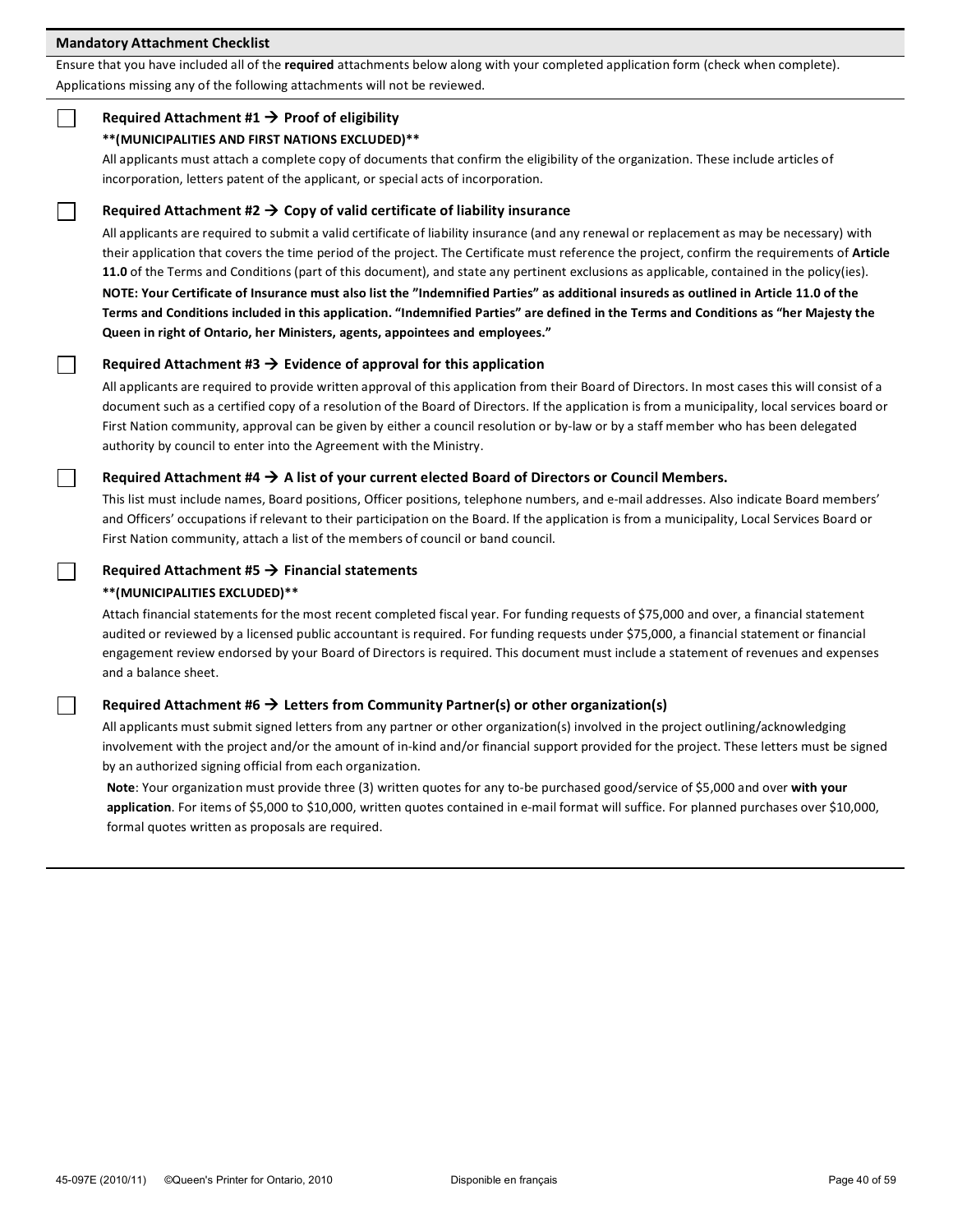## Mandatory Attachment Checklist

Ensure that you have included all of the **required** attachments below along with your completed application form (check when complete). Applications missing any of the following attachments will not be reviewed.

☐ **Required Attachment #1 → Proof of eligibility**

**\*\*(MUNICIPALITIES AND FIRST NATIONS EXCLUDED)\*\***

All applicants must attach a complete copy of documents that confirm the eligibility of the organization. These include articles of incorporation, letters patent of the applicant, or special acts of incorporation.

☐ **Required Attachment #2 → Copy of valid certificate of liability insurance**

All applicants are required to submit a valid certificate of liability insurance (and any renewal or replacement as may be necessary) with their application that covers the time period of the project. The Certificate must reference the project, confirm the requirements of **Article 11.0** of the Terms and Conditions (part of this document), and state any pertinent exclusions as applicable, contained in the policy(ies).

**NOTE: Your Certificate of Insurance must also list the "Indemnified Parties" as additional insureds as outlined in Article 11.0 of the Terms and Conditions included in this application. "Indemnified Parties" are defined in the Terms and Conditions as "her Majesty the Queen in right of Ontario, her Ministers, agents, appointees and employees."**

☐ **Required Attachment #3 → Evidence of approval for this application**

All applicants are required to provide written approval of this application from their Board of Directors. In most cases this will consist of a document such as a certified copy of a resolution of the Board of Directors. If the application is from a municipality, local services board or First Nation community, approval can be given by either a council resolution or by-law or by a staff member who has been delegated authority by council to enter into the Agreement with the Ministry.

☐ **Required Attachment #4 → A list of your current elected Board of Directors or Council Members.**

This list must include names, Board positions, Officer positions, telephone numbers, and e-mail addresses. Also indicate Board members' and Officers' occupations if relevant to their participation on the Board. If the application is from a municipality, Local Services Board or First Nation community, attach a list of the members of council or band council.

☐ **Required Attachment #5 → Financial statements**

**\*\*(MUNICIPALITIES EXCLUDED)\*\***

Attach financial statements for the most recent completed fiscal year. For funding requests of $75,000 and over, a financial statement audited or reviewed by a licensed public accountant is required. For funding requests under $75,000, a financial statement or financial engagement review endorsed by your Board of Directors is required. This document must include a statement of revenues and expenses and a balance sheet.

☐ **Required Attachment #6 → Letters from Community Partner(s) or other organization(s)**

All applicants must submit signed letters from any partner or other organization(s) involved in the project outlining/acknowledging involvement with the project and/or the amount of in-kind and/or financial support provided for the project. These letters must be signed by an authorized signing official from each organization.

**Note**: Your organization must provide three (3) written quotes for any to-be purchased good/service of $5,000 and over **with your application**. For items of $5,000 to $10,000, written quotes contained in e-mail format will suffice. For planned purchases over $10,000, formal quotes written as proposals are required.